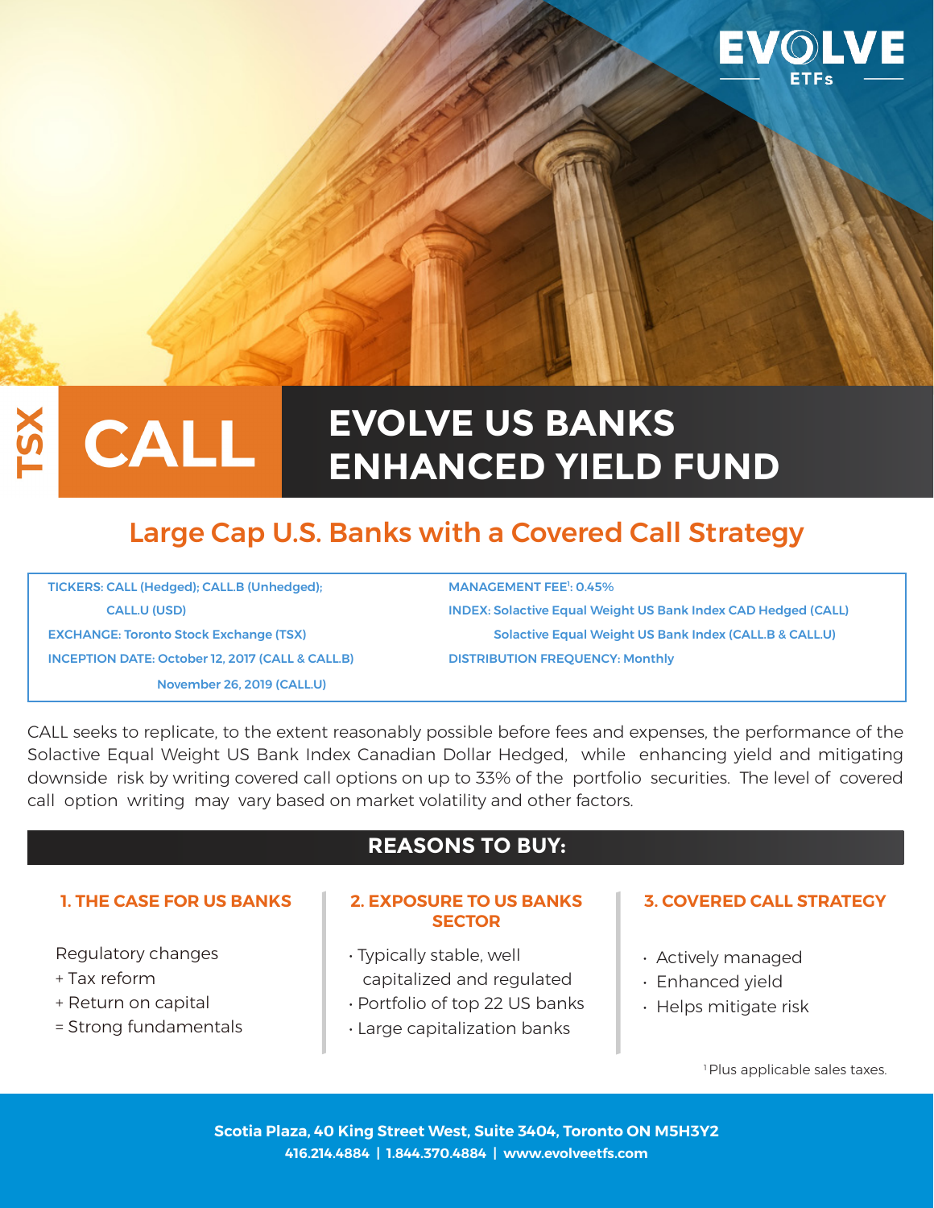EVOLVE ETFs

TSX **CALL**

# EVOLVE US BANKS ENHANCED YIELD FUND

## Large Cap U.S. Banks with a Covered Call Strategy

**TICKERS:** CALL (Hedged); CALL.B (Unhedged); CALL.U (USD)
**EXCHANGE:** Toronto Stock Exchange (TSX)
**INCEPTION DATE:** October 12, 2017 (CALL & CALL.B)
November 26, 2019 (CALL.U)

**MANAGEMENT FEE**[1]: 0.45%
**INDEX:** Solactive Equal Weight US Bank Index CAD Hedged (CALL)
Solactive Equal Weight US Bank Index (CALL.B & CALL.U)
**DISTRIBUTION FREQUENCY:** Monthly

CALL seeks to replicate, to the extent reasonably possible before fees and expenses, the performance of the Solactive Equal Weight US Bank Index Canadian Dollar Hedged, while enhancing yield and mitigating downside risk by writing covered call options on up to 33% of the portfolio securities. The level of covered call option writing may vary based on market volatility and other factors.

## REASONS TO BUY:

### 1. THE CASE FOR US BANKS

Regulatory changes
+ Tax reform
+ Return on capital
= Strong fundamentals

### 2. EXPOSURE TO US BANKS SECTOR

- Typically stable, well capitalized and regulated
- Portfolio of top 22 US banks
- Large capitalization banks

### 3. COVERED CALL STRATEGY

- Actively managed
- Enhanced yield
- Helps mitigate risk

[1] Plus applicable sales taxes.

**Scotia Plaza, 40 King Street West, Suite 3404, Toronto ON M5H3Y2**
**416.214.4884 | 1.844.370.4884 | www.evolveetfs.com**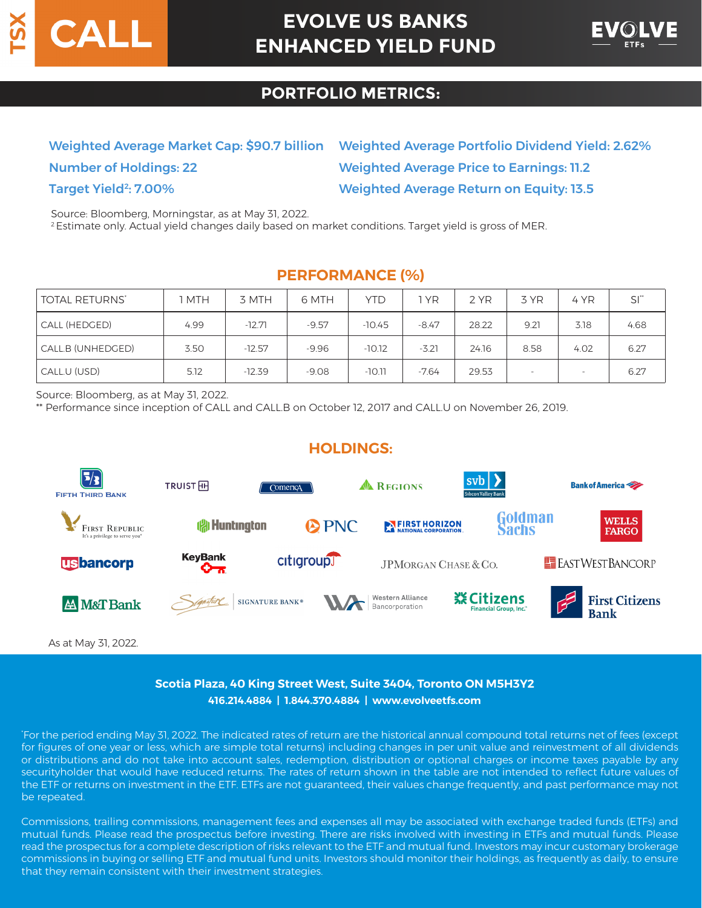# TSX CALL EVOLVE US BANKS ENHANCED YIELD FUND

## PORTFOLIO METRICS:

**Weighted Average Market Cap: $90.7 billion**
**Number of Holdings: 22**
**Target Yield[2]: 7.00%**

**Weighted Average Portfolio Dividend Yield: 2.62%**
**Weighted Average Price to Earnings: 11.2**
**Weighted Average Return on Equity: 13.5**

Source: Bloomberg, Morningstar, as at May 31, 2022.
[2] Estimate only. Actual yield changes daily based on market conditions. Target yield is gross of MER.

## PERFORMANCE (%)

| TOTAL RETURNS* | 1 MTH | 3 MTH | 6 MTH | YTD | 1 YR | 2 YR | 3 YR | 4 YR | SI** |
|---|---|---|---|---|---|---|---|---|---|
| CALL (HEDGED) | 4.99 | -12.71 | -9.57 | -10.45 | -8.47 | 28.22 | 9.21 | 3.18 | 4.68 |
| CALL.B (UNHEDGED) | 3.50 | -12.57 | -9.96 | -10.12 | -3.21 | 24.16 | 8.58 | 4.02 | 6.27 |
| CALL.U (USD) | 5.12 | -12.39 | -9.08 | -10.11 | -7.64 | 29.53 | - | - | 6.27 |

Source: Bloomberg, as at May 31, 2022.
** Performance since inception of CALL and CALL.B on October 12, 2017 and CALL.U on November 26, 2019.

## HOLDINGS:

Fifth Third Bank, Truist, Comerica, Regions, SVB Silicon Valley Bank, Bank of America, First Republic, Huntington, PNC, First Horizon National Corporation, Goldman Sachs, Wells Fargo, US Bancorp, KeyBank, Citigroup, JPMorgan Chase & Co., East West Bancorp, M&T Bank, Signature Bank, Western Alliance Bancorporation, Citizens Financial Group, Inc., First Citizens Bank

As at May 31, 2022.

**Scotia Plaza, 40 King Street West, Suite 3404, Toronto ON M5H3Y2**
**416.214.4884 | 1.844.370.4884 | www.evolveetfs.com**

*For the period ending May 31, 2022. The indicated rates of return are the historical annual compound total returns net of fees (except for figures of one year or less, which are simple total returns) including changes in per unit value and reinvestment of all dividends or distributions and do not take into account sales, redemption, distribution or optional charges or income taxes payable by any securityholder that would have reduced returns. The rates of return shown in the table are not intended to reflect future values of the ETF or returns on investment in the ETF. ETFs are not guaranteed, their values change frequently, and past performance may not be repeated.

Commissions, trailing commissions, management fees and expenses all may be associated with exchange traded funds (ETFs) and mutual funds. Please read the prospectus before investing. There are risks involved with investing in ETFs and mutual funds. Please read the prospectus for a complete description of risks relevant to the ETF and mutual fund. Investors may incur customary brokerage commissions in buying or selling ETF and mutual fund units. Investors should monitor their holdings, as frequently as daily, to ensure that they remain consistent with their investment strategies.